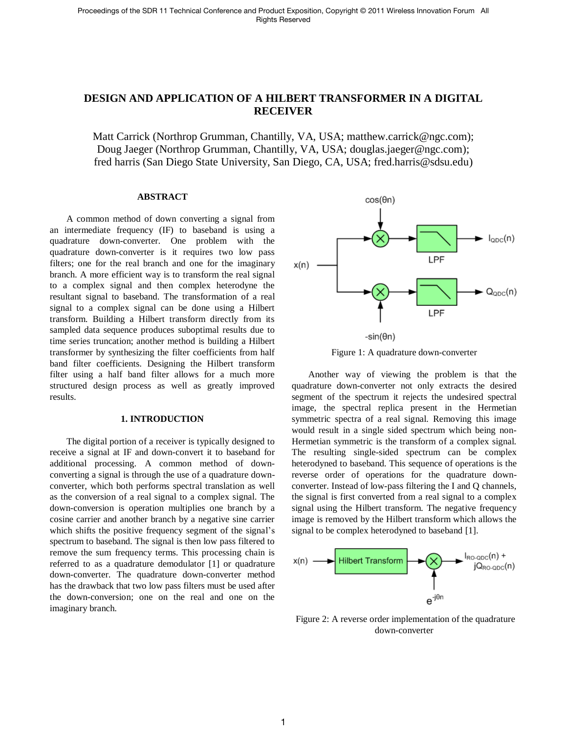# DESIGN AND APPLICATION OF A HILBERT TRANSFORMER IN A DIGITAL RECEIVER

Matt Carrick (Northrop Grumman, Chantilly, VA, USA; matthew.carrick@ngc.com);
Doug Jaeger (Northrop Grumman, Chantilly, VA, USA; douglas.jaeger@ngc.com);
fred harris (San Diego State University, San Diego, CA, USA; fred.harris@sdsu.edu)

## ABSTRACT

A common method of down converting a signal from an intermediate frequency (IF) to baseband is using a quadrature down-converter. One problem with the quadrature down-converter is it requires two low pass filters; one for the real branch and one for the imaginary branch. A more efficient way is to transform the real signal to a complex signal and then complex heterodyne the resultant signal to baseband. The transformation of a real signal to a complex signal can be done using a Hilbert transform. Building a Hilbert transform directly from its sampled data sequence produces suboptimal results due to time series truncation; another method is building a Hilbert transformer by synthesizing the filter coefficients from half band filter coefficients. Designing the Hilbert transform filter using a half band filter allows for a much more structured design process as well as greatly improved results.

## 1. INTRODUCTION

The digital portion of a receiver is typically designed to receive a signal at IF and down-convert it to baseband for additional processing. A common method of down-converting a signal is through the use of a quadrature down-converter, which both performs spectral translation as well as the conversion of a real signal to a complex signal. The down-conversion is operation multiplies one branch by a cosine carrier and another branch by a negative sine carrier which shifts the positive frequency segment of the signal's spectrum to baseband. The signal is then low pass filtered to remove the sum frequency terms. This processing chain is referred to as a quadrature demodulator [1] or quadrature down-converter. The quadrature down-converter method has the drawback that two low pass filters must be used after the down-conversion; one on the real and one on the imaginary branch.

Figure 1: A quadrature down-converter

Another way of viewing the problem is that the quadrature down-converter not only extracts the desired segment of the spectrum it rejects the undesired spectral image, the spectral replica present in the Hermetian symmetric spectra of a real signal. Removing this image would result in a single sided spectrum which being non-Hermetian symmetric is the transform of a complex signal. The resulting single-sided spectrum can be complex heterodyned to baseband. This sequence of operations is the reverse order of operations for the quadrature down-converter. Instead of low-pass filtering the I and Q channels, the signal is first converted from a real signal to a complex signal using the Hilbert transform. The negative frequency image is removed by the Hilbert transform which allows the signal to be complex heterodyned to baseband [1].

Figure 2: A reverse order implementation of the quadrature down-converter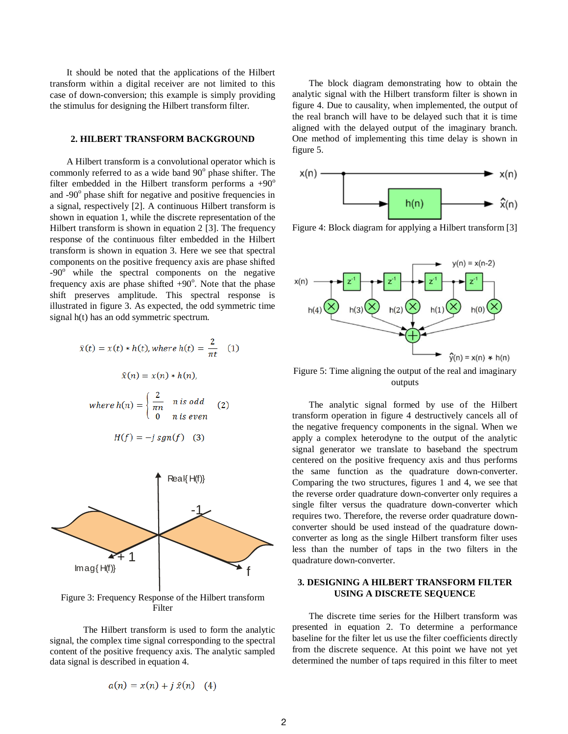It should be noted that the applications of the Hilbert transform within a digital receiver are not limited to this case of down-conversion; this example is simply providing the stimulus for designing the Hilbert transform filter.

## 2. HILBERT TRANSFORM BACKGROUND

A Hilbert transform is a convolutional operator which is commonly referred to as a wide band 90° phase shifter. The filter embedded in the Hilbert transform performs a +90° and -90° phase shift for negative and positive frequencies in a signal, respectively [2]. A continuous Hilbert transform is shown in equation 1, while the discrete representation of the Hilbert transform is shown in equation 2 [3]. The frequency response of the continuous filter embedded in the Hilbert transform is shown in equation 3. Here we see that spectral components on the positive frequency axis are phase shifted -90° while the spectral components on the negative frequency axis are phase shifted +90°. Note that the phase shift preserves amplitude. This spectral response is illustrated in figure 3. As expected, the odd symmetric time signal h(t) has an odd symmetric spectrum.

$$\hat{x}(t) = x(t) * h(t), \text{where } h(t) = \frac{2}{\pi t} \quad (1)$$

$$\hat{x}(n) = x(n) * h(n),$$

$$\text{where } h(n) = \begin{cases} \frac{2}{\pi n} & n \text{ is odd} \\ 0 & n \text{ is even} \end{cases} \quad (2)$$

$$H(f) = -j\, sgn(f) \quad (3)$$

Figure 3: Frequency Response of the Hilbert transform Filter

The Hilbert transform is used to form the analytic signal, the complex time signal corresponding to the spectral content of the positive frequency axis. The analytic sampled data signal is described in equation 4.

$$a(n) = x(n) + j\,\hat{x}(n) \quad (4)$$

The block diagram demonstrating how to obtain the analytic signal with the Hilbert transform filter is shown in figure 4. Due to causality, when implemented, the output of the real branch will have to be delayed such that it is time aligned with the delayed output of the imaginary branch. One method of implementing this time delay is shown in figure 5.

Figure 4: Block diagram for applying a Hilbert transform [3]

Figure 5: Time aligning the output of the real and imaginary outputs

The analytic signal formed by use of the Hilbert transform operation in figure 4 destructively cancels all of the negative frequency components in the signal. When we apply a complex heterodyne to the output of the analytic signal generator we translate to baseband the spectrum centered on the positive frequency axis and thus performs the same function as the quadrature down-converter. Comparing the two structures, figures 1 and 4, we see that the reverse order quadrature down-converter only requires a single filter versus the quadrature down-converter which requires two. Therefore, the reverse order quadrature down-converter should be used instead of the quadrature down-converter as long as the single Hilbert transform filter uses less than the number of taps in the two filters in the quadrature down-converter.

## 3. DESIGNING A HILBERT TRANSFORM FILTER USING A DISCRETE SEQUENCE

The discrete time series for the Hilbert transform was presented in equation 2. To determine a performance baseline for the filter let us use the filter coefficients directly from the discrete sequence. At this point we have not yet determined the number of taps required in this filter to meet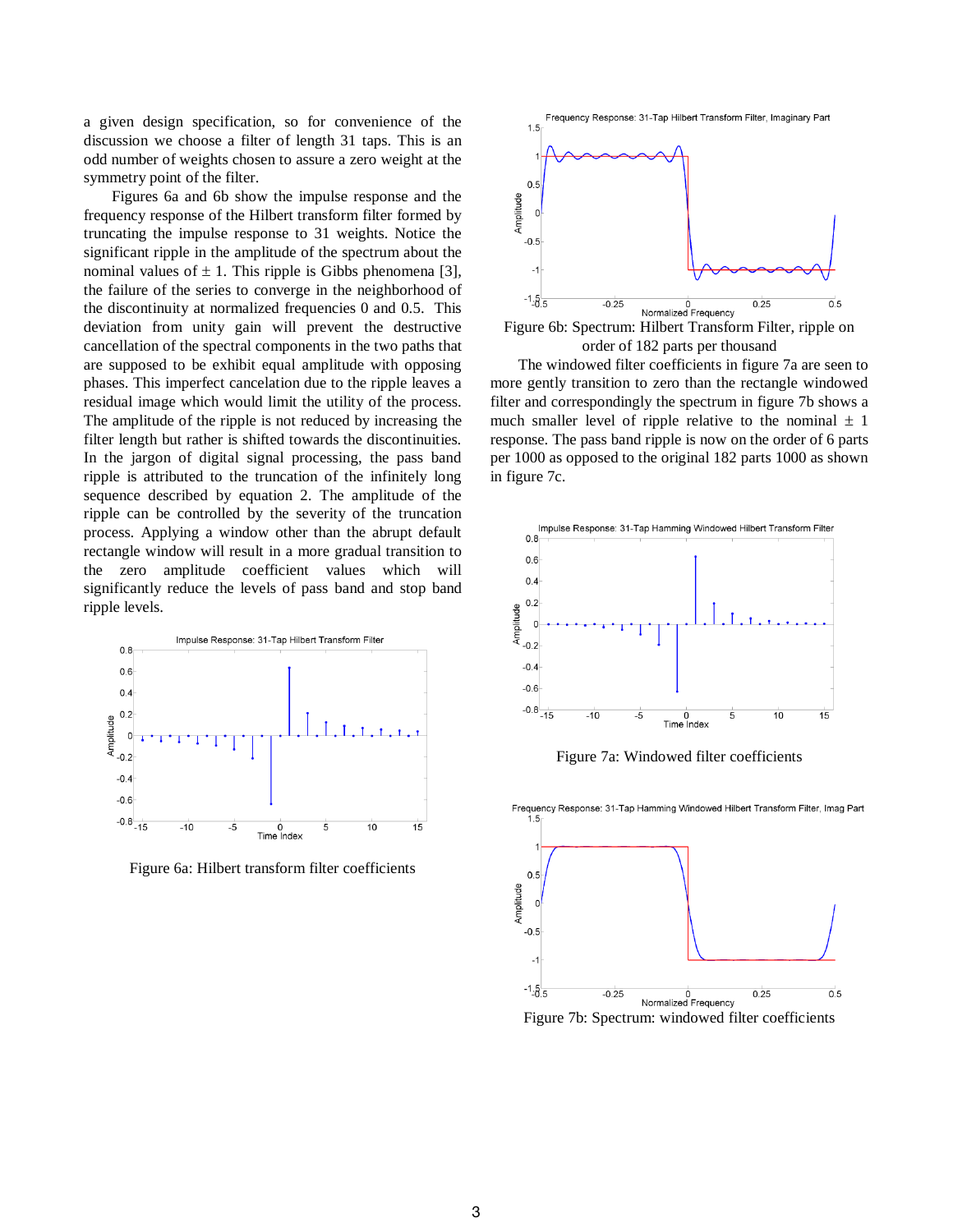a given design specification, so for convenience of the discussion we choose a filter of length 31 taps. This is an odd number of weights chosen to assure a zero weight at the symmetry point of the filter.

Figures 6a and 6b show the impulse response and the frequency response of the Hilbert transform filter formed by truncating the impulse response to 31 weights. Notice the significant ripple in the amplitude of the spectrum about the nominal values of $\pm$ 1. This ripple is Gibbs phenomena [3], the failure of the series to converge in the neighborhood of the discontinuity at normalized frequencies 0 and 0.5. This deviation from unity gain will prevent the destructive cancellation of the spectral components in the two paths that are supposed to be exhibit equal amplitude with opposing phases. This imperfect cancelation due to the ripple leaves a residual image which would limit the utility of the process. The amplitude of the ripple is not reduced by increasing the filter length but rather is shifted towards the discontinuities. In the jargon of digital signal processing, the pass band ripple is attributed to the truncation of the infinitely long sequence described by equation 2. The amplitude of the ripple can be controlled by the severity of the truncation process. Applying a window other than the abrupt default rectangle window will result in a more gradual transition to the zero amplitude coefficient values which will significantly reduce the levels of pass band and stop band ripple levels.

Figure 6a: Hilbert transform filter coefficients

Figure 6b: Spectrum: Hilbert Transform Filter, ripple on order of 182 parts per thousand

The windowed filter coefficients in figure 7a are seen to more gently transition to zero than the rectangle windowed filter and correspondingly the spectrum in figure 7b shows a much smaller level of ripple relative to the nominal $\pm$ 1 response. The pass band ripple is now on the order of 6 parts per 1000 as opposed to the original 182 parts 1000 as shown in figure 7c.

Figure 7a: Windowed filter coefficients

Figure 7b: Spectrum: windowed filter coefficients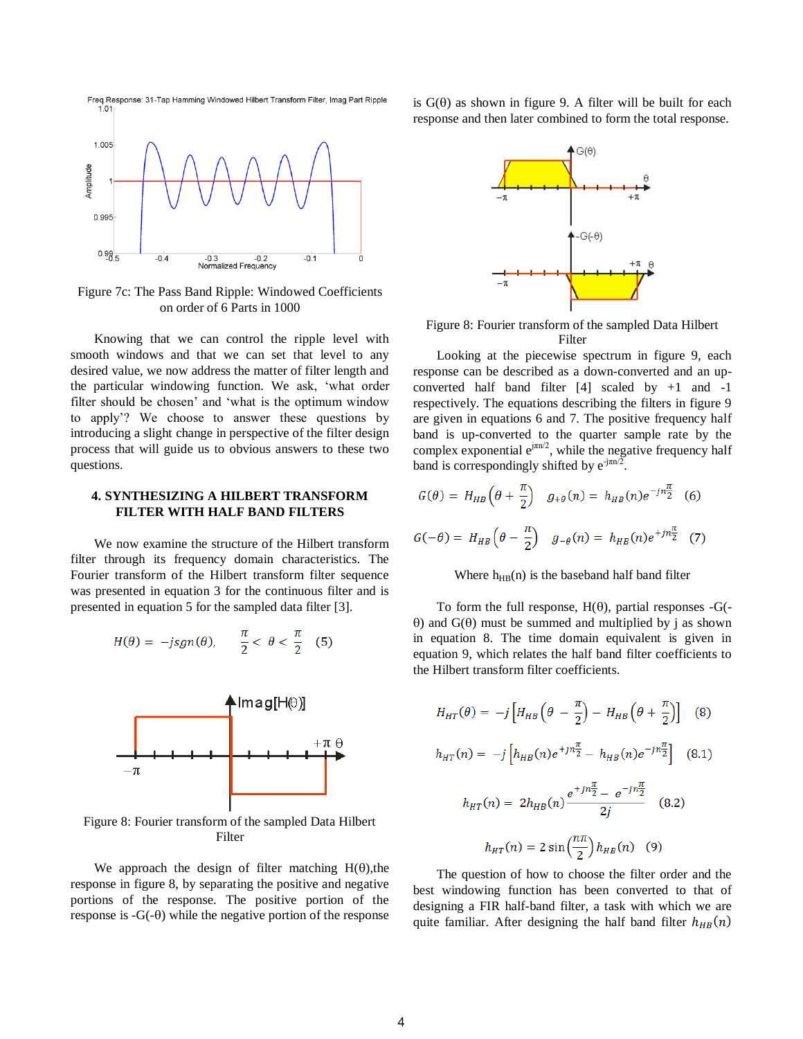Figure 7c: The Pass Band Ripple: Windowed Coefficients on order of 6 Parts in 1000

Knowing that we can control the ripple level with smooth windows and that we can set that level to any desired value, we now address the matter of filter length and the particular windowing function. We ask, 'what order filter should be chosen' and 'what is the optimum window to apply'? We choose to answer these questions by introducing a slight change in perspective of the filter design process that will guide us to obvious answers to these two questions.

## 4. SYNTHESIZING A HILBERT TRANSFORM FILTER WITH HALF BAND FILTERS

We now examine the structure of the Hilbert transform filter through its frequency domain characteristics. The Fourier transform of the Hilbert transform filter sequence was presented in equation 3 for the continuous filter and is presented in equation 5 for the sampled data filter [3].

$$H(\theta) = -j sgn(\theta), \qquad \frac{\pi}{2} < \theta < \frac{\pi}{2} \quad (5)$$

Figure 8: Fourier transform of the sampled Data Hilbert Filter

We approach the design of filter matching H(θ),the response in figure 8, by separating the positive and negative portions of the response. The positive portion of the response is -G(-θ) while the negative portion of the response is G(θ) as shown in figure 9. A filter will be built for each response and then later combined to form the total response.

Figure 8: Fourier transform of the sampled Data Hilbert Filter

Looking at the piecewise spectrum in figure 9, each response can be described as a down-converted and an up-converted half band filter [4] scaled by +1 and -1 respectively. The equations describing the filters in figure 9 are given in equations 6 and 7. The positive frequency half band is up-converted to the quarter sample rate by the complex exponential $e^{j\pi n/2}$, while the negative frequency half band is correspondingly shifted by $e^{-j\pi n/2}$.

$$G(\theta) = H_{HB}\left(\theta + \frac{\pi}{2}\right) \quad g_{+\theta}(n) = h_{HB}(n)e^{-jn\frac{\pi}{2}} \quad (6)$$

$$G(-\theta) = H_{HB}\left(\theta - \frac{\pi}{2}\right) \quad g_{-\theta}(n) = h_{HB}(n)e^{+jn\frac{\pi}{2}} \quad (7)$$

Where $h_{HB}(n)$ is the baseband half band filter

To form the full response, H(θ), partial responses -G(-θ) and G(θ) must be summed and multiplied by j as shown in equation 8. The time domain equivalent is given in equation 9, which relates the half band filter coefficients to the Hilbert transform filter coefficients.

$$H_{HT}(\theta) = -j\left[H_{HB}\left(\theta - \frac{\pi}{2}\right) - H_{HB}\left(\theta + \frac{\pi}{2}\right)\right] \quad (8)$$

$$h_{HT}(n) = -j\left[h_{HB}(n)e^{+jn\frac{\pi}{2}} - h_{HB}(n)e^{-jn\frac{\pi}{2}}\right] \quad (8.1)$$

$$h_{HT}(n) = 2h_{HB}(n)\frac{e^{+jn\frac{\pi}{2}} - e^{-jn\frac{\pi}{2}}}{2j} \quad (8.2)$$

$$h_{HT}(n) = 2\sin\left(\frac{n\pi}{2}\right)h_{HB}(n) \quad (9)$$

The question of how to choose the filter order and the best windowing function has been converted to that of designing a FIR half-band filter, a task with which we are quite familiar. After designing the half band filter $h_{HB}(n)$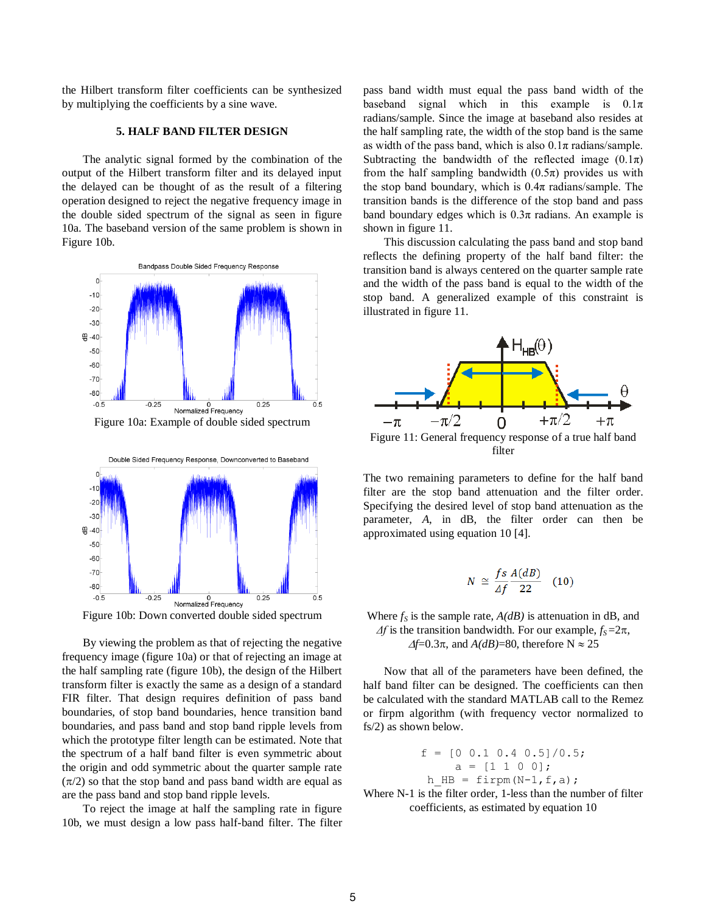the Hilbert transform filter coefficients can be synthesized by multiplying the coefficients by a sine wave.

## 5. HALF BAND FILTER DESIGN

The analytic signal formed by the combination of the output of the Hilbert transform filter and its delayed input the delayed can be thought of as the result of a filtering operation designed to reject the negative frequency image in the double sided spectrum of the signal as seen in figure 10a. The baseband version of the same problem is shown in Figure 10b.

Figure 10a: Example of double sided spectrum

Figure 10b: Down converted double sided spectrum

By viewing the problem as that of rejecting the negative frequency image (figure 10a) or that of rejecting an image at the half sampling rate (figure 10b), the design of the Hilbert transform filter is exactly the same as a design of a standard FIR filter. That design requires definition of pass band boundaries, of stop band boundaries, hence transition band boundaries, and pass band and stop band ripple levels from which the prototype filter length can be estimated. Note that the spectrum of a half band filter is even symmetric about the origin and odd symmetric about the quarter sample rate ($\pi/2$) so that the stop band and pass band width are equal as are the pass band and stop band ripple levels.

To reject the image at half the sampling rate in figure 10b, we must design a low pass half-band filter. The filter pass band width must equal the pass band width of the baseband signal which in this example is $0.1\pi$ radians/sample. Since the image at baseband also resides at the half sampling rate, the width of the stop band is the same as width of the pass band, which is also $0.1\pi$ radians/sample. Subtracting the bandwidth of the reflected image ($0.1\pi$) from the half sampling bandwidth ($0.5\pi$) provides us with the stop band boundary, which is $0.4\pi$ radians/sample. The transition bands is the difference of the stop band and pass band boundary edges which is $0.3\pi$ radians. An example is shown in figure 11.

This discussion calculating the pass band and stop band reflects the defining property of the half band filter: the transition band is always centered on the quarter sample rate and the width of the pass band is equal to the width of the stop band. A generalized example of this constraint is illustrated in figure 11.

Figure 11: General frequency response of a true half band filter

The two remaining parameters to define for the half band filter are the stop band attenuation and the filter order. Specifying the desired level of stop band attenuation as the parameter, $A$, in dB, the filter order can then be approximated using equation 10 [4].

$$N \cong \frac{fs}{\Delta f}\frac{A(dB)}{22} \quad (10)$$

Where $f_S$ is the sample rate, $A(dB)$ is attenuation in dB, and $\Delta f$ is the transition bandwidth. For our example, $f_S=2\pi$, $\Delta f=0.3\pi$, and $A(dB)=80$, therefore $N \approx 25$

Now that all of the parameters have been defined, the half band filter can be designed. The coefficients can then be calculated with the standard MATLAB call to the Remez or firpm algorithm (with frequency vector normalized to fs/2) as shown below.

```
f = [0 0.1 0.4 0.5]/0.5;
a = [1 1 0 0];
h_HB = firpm(N-1,f,a);
```

Where N-1 is the filter order, 1-less than the number of filter coefficients, as estimated by equation 10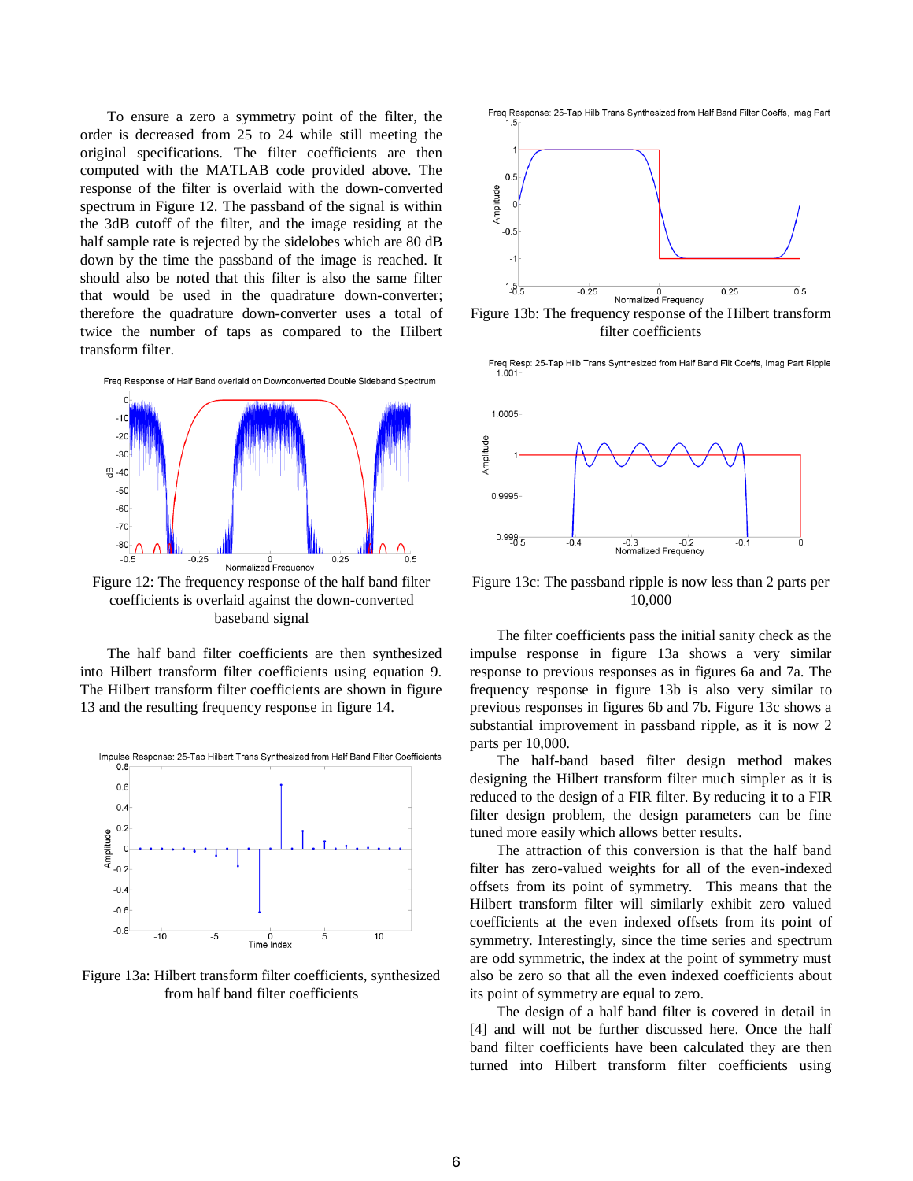To ensure a zero a symmetry point of the filter, the order is decreased from 25 to 24 while still meeting the original specifications. The filter coefficients are then computed with the MATLAB code provided above. The response of the filter is overlaid with the down-converted spectrum in Figure 12. The passband of the signal is within the 3dB cutoff of the filter, and the image residing at the half sample rate is rejected by the sidelobes which are 80 dB down by the time the passband of the image is reached. It should also be noted that this filter is also the same filter that would be used in the quadrature down-converter; therefore the quadrature down-converter uses a total of twice the number of taps as compared to the Hilbert transform filter.

Figure 12: The frequency response of the half band filter coefficients is overlaid against the down-converted baseband signal

The half band filter coefficients are then synthesized into Hilbert transform filter coefficients using equation 9. The Hilbert transform filter coefficients are shown in figure 13 and the resulting frequency response in figure 14.

Figure 13a: Hilbert transform filter coefficients, synthesized from half band filter coefficients

Figure 13b: The frequency response of the Hilbert transform filter coefficients

Figure 13c: The passband ripple is now less than 2 parts per 10,000

The filter coefficients pass the initial sanity check as the impulse response in figure 13a shows a very similar response to previous responses as in figures 6a and 7a. The frequency response in figure 13b is also very similar to previous responses in figures 6b and 7b. Figure 13c shows a substantial improvement in passband ripple, as it is now 2 parts per 10,000.

The half-band based filter design method makes designing the Hilbert transform filter much simpler as it is reduced to the design of a FIR filter. By reducing it to a FIR filter design problem, the design parameters can be fine tuned more easily which allows better results.

The attraction of this conversion is that the half band filter has zero-valued weights for all of the even-indexed offsets from its point of symmetry. This means that the Hilbert transform filter will similarly exhibit zero valued coefficients at the even indexed offsets from its point of symmetry. Interestingly, since the time series and spectrum are odd symmetric, the index at the point of symmetry must also be zero so that all the even indexed coefficients about its point of symmetry are equal to zero.

The design of a half band filter is covered in detail in [4] and will not be further discussed here. Once the half band filter coefficients have been calculated they are then turned into Hilbert transform filter coefficients using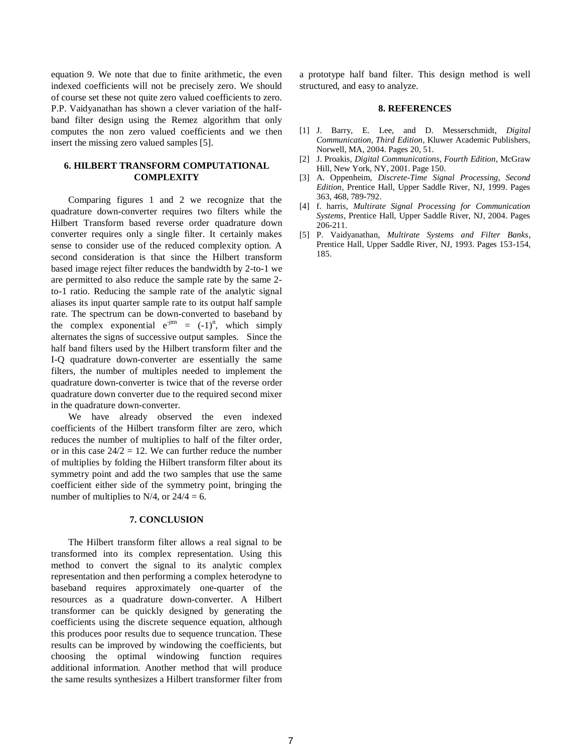equation 9. We note that due to finite arithmetic, the even indexed coefficients will not be precisely zero. We should of course set these not quite zero valued coefficients to zero. P.P. Vaidyanathan has shown a clever variation of the half-band filter design using the Remez algorithm that only computes the non zero valued coefficients and we then insert the missing zero valued samples [5].

## 6. HILBERT TRANSFORM COMPUTATIONAL COMPLEXITY

Comparing figures 1 and 2 we recognize that the quadrature down-converter requires two filters while the Hilbert Transform based reverse order quadrature down converter requires only a single filter. It certainly makes sense to consider use of the reduced complexity option. A second consideration is that since the Hilbert transform based image reject filter reduces the bandwidth by 2-to-1 we are permitted to also reduce the sample rate by the same 2-to-1 ratio. Reducing the sample rate of the analytic signal aliases its input quarter sample rate to its output half sample rate. The spectrum can be down-converted to baseband by the complex exponential $e^{-j\pi n} = (-1)^n$, which simply alternates the signs of successive output samples. Since the half band filters used by the Hilbert transform filter and the I-Q quadrature down-converter are essentially the same filters, the number of multiples needed to implement the quadrature down-converter is twice that of the reverse order quadrature down converter due to the required second mixer in the quadrature down-converter.

We have already observed the even indexed coefficients of the Hilbert transform filter are zero, which reduces the number of multiplies to half of the filter order, or in this case $24/2 = 12$. We can further reduce the number of multiplies by folding the Hilbert transform filter about its symmetry point and add the two samples that use the same coefficient either side of the symmetry point, bringing the number of multiplies to $N/4$, or $24/4 = 6$.

## 7. CONCLUSION

The Hilbert transform filter allows a real signal to be transformed into its complex representation. Using this method to convert the signal to its analytic complex representation and then performing a complex heterodyne to baseband requires approximately one-quarter of the resources as a quadrature down-converter. A Hilbert transformer can be quickly designed by generating the coefficients using the discrete sequence equation, although this produces poor results due to sequence truncation. These results can be improved by windowing the coefficients, but choosing the optimal windowing function requires additional information. Another method that will produce the same results synthesizes a Hilbert transformer filter from a prototype half band filter. This design method is well structured, and easy to analyze.

## 8. REFERENCES

[1] J. Barry, E. Lee, and D. Messerschmidt, *Digital Communication, Third Edition*, Kluwer Academic Publishers, Norwell, MA, 2004. Pages 20, 51.

[2] J. Proakis, *Digital Communications, Fourth Edition*, McGraw Hill, New York, NY, 2001. Page 150.

[3] A. Oppenheim, *Discrete-Time Signal Processing, Second Edition*, Prentice Hall, Upper Saddle River, NJ, 1999. Pages 363, 468, 789-792.

[4] f. harris, *Multirate Signal Processing for Communication Systems*, Prentice Hall, Upper Saddle River, NJ, 2004. Pages 206-211.

[5] P. Vaidyanathan, *Multirate Systems and Filter Banks*, Prentice Hall, Upper Saddle River, NJ, 1993. Pages 153-154, 185.